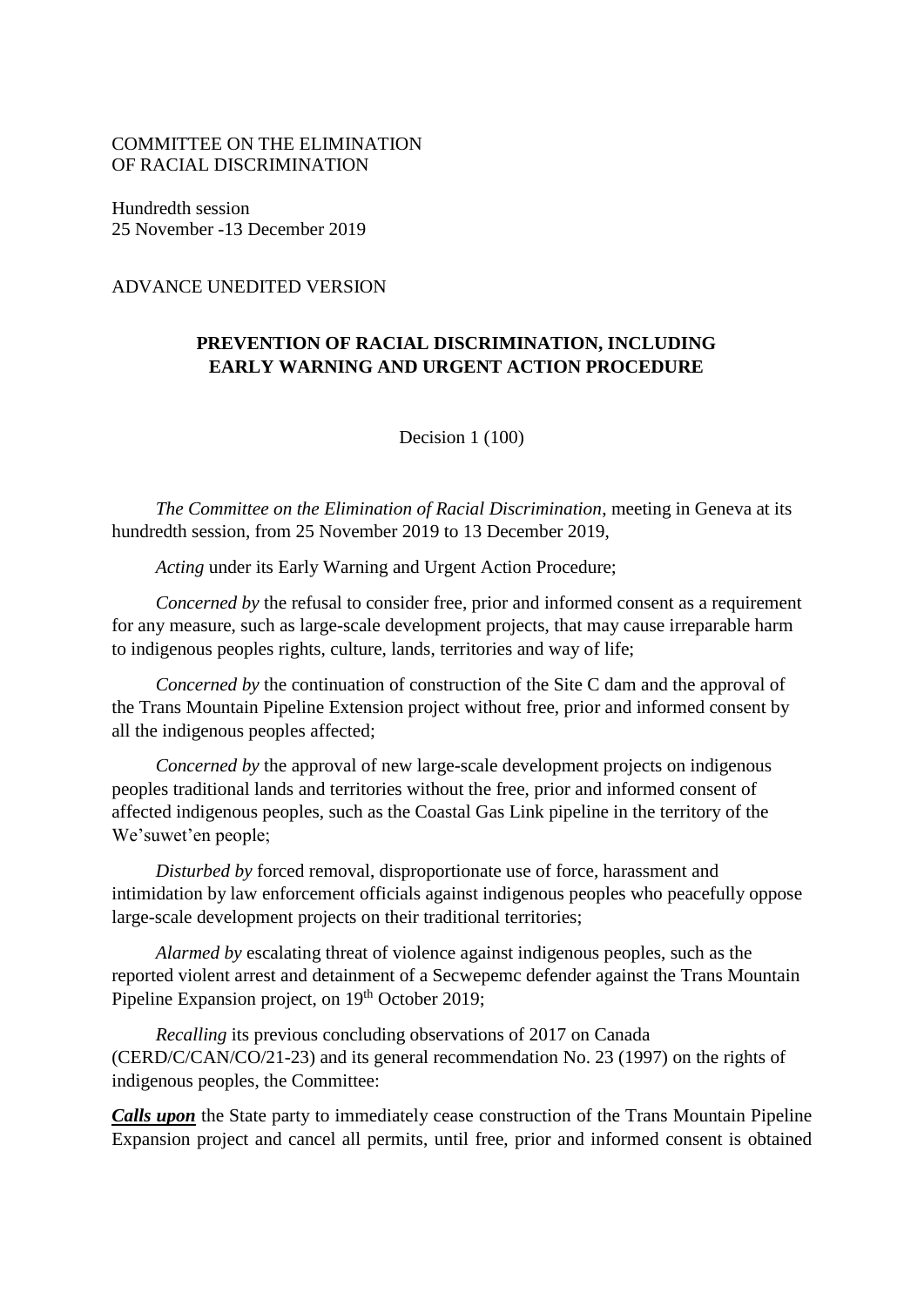COMMITTEE ON THE ELIMINATION
OF RACIAL DISCRIMINATION

Hundredth session
25 November -13 December 2019

ADVANCE UNEDITED VERSION

# PREVENTION OF RACIAL DISCRIMINATION, INCLUDING EARLY WARNING AND URGENT ACTION PROCEDURE

Decision 1 (100)

*The Committee on the Elimination of Racial Discrimination*, meeting in Geneva at its hundredth session, from 25 November 2019 to 13 December 2019,

*Acting* under its Early Warning and Urgent Action Procedure;

*Concerned by* the refusal to consider free, prior and informed consent as a requirement for any measure, such as large-scale development projects, that may cause irreparable harm to indigenous peoples rights, culture, lands, territories and way of life;

*Concerned by* the continuation of construction of the Site C dam and the approval of the Trans Mountain Pipeline Extension project without free, prior and informed consent by all the indigenous peoples affected;

*Concerned by* the approval of new large-scale development projects on indigenous peoples traditional lands and territories without the free, prior and informed consent of affected indigenous peoples, such as the Coastal Gas Link pipeline in the territory of the We'suwet'en people;

*Disturbed by* forced removal, disproportionate use of force, harassment and intimidation by law enforcement officials against indigenous peoples who peacefully oppose large-scale development projects on their traditional territories;

*Alarmed by* escalating threat of violence against indigenous peoples, such as the reported violent arrest and detainment of a Secwepemc defender against the Trans Mountain Pipeline Expansion project, on 19th October 2019;

*Recalling* its previous concluding observations of 2017 on Canada (CERD/C/CAN/CO/21-23) and its general recommendation No. 23 (1997) on the rights of indigenous peoples, the Committee:

***Calls upon*** the State party to immediately cease construction of the Trans Mountain Pipeline Expansion project and cancel all permits, until free, prior and informed consent is obtained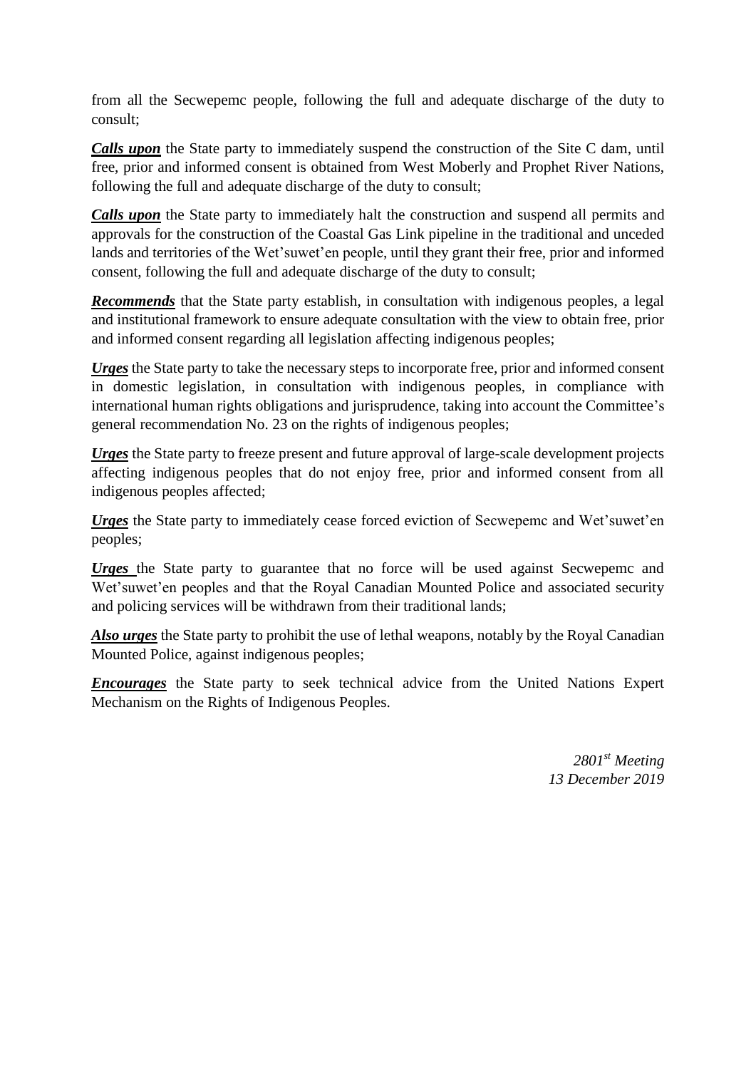from all the Secwepemc people, following the full and adequate discharge of the duty to consult;

***Calls upon*** the State party to immediately suspend the construction of the Site C dam, until free, prior and informed consent is obtained from West Moberly and Prophet River Nations, following the full and adequate discharge of the duty to consult;

***Calls upon*** the State party to immediately halt the construction and suspend all permits and approvals for the construction of the Coastal Gas Link pipeline in the traditional and unceded lands and territories of the Wet'suwet'en people, until they grant their free, prior and informed consent, following the full and adequate discharge of the duty to consult;

***Recommends*** that the State party establish, in consultation with indigenous peoples, a legal and institutional framework to ensure adequate consultation with the view to obtain free, prior and informed consent regarding all legislation affecting indigenous peoples;

***Urges*** the State party to take the necessary steps to incorporate free, prior and informed consent in domestic legislation, in consultation with indigenous peoples, in compliance with international human rights obligations and jurisprudence, taking into account the Committee's general recommendation No. 23 on the rights of indigenous peoples;

***Urges*** the State party to freeze present and future approval of large-scale development projects affecting indigenous peoples that do not enjoy free, prior and informed consent from all indigenous peoples affected;

***Urges*** the State party to immediately cease forced eviction of Secwepemc and Wet'suwet'en peoples;

***Urges*** the State party to guarantee that no force will be used against Secwepemc and Wet'suwet'en peoples and that the Royal Canadian Mounted Police and associated security and policing services will be withdrawn from their traditional lands;

***Also urges*** the State party to prohibit the use of lethal weapons, notably by the Royal Canadian Mounted Police, against indigenous peoples;

***Encourages*** the State party to seek technical advice from the United Nations Expert Mechanism on the Rights of Indigenous Peoples.

*2801st Meeting*
*13 December 2019*